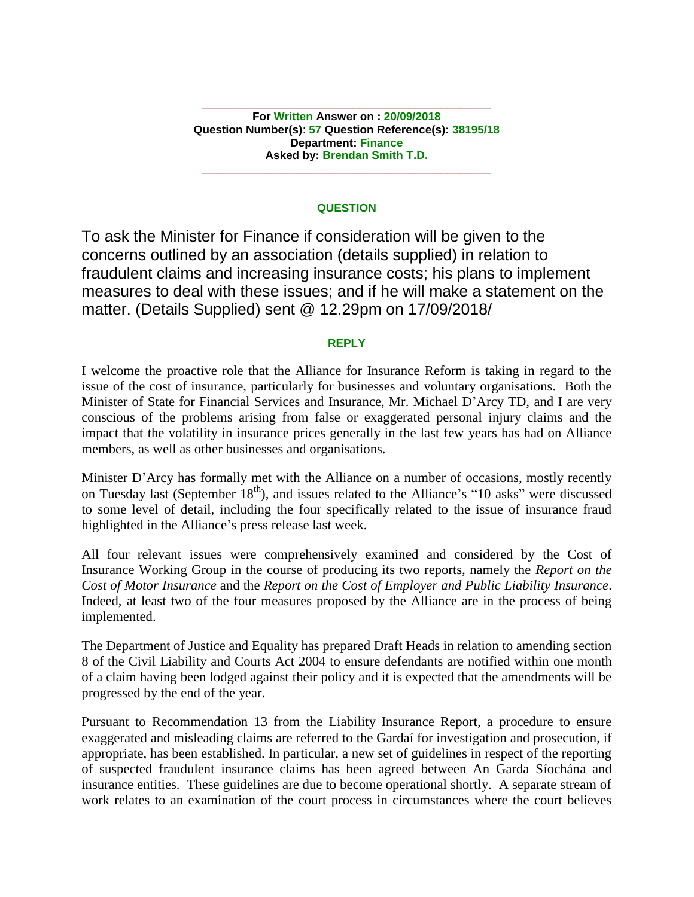---

**For Written Answer on : 20/09/2018**
**Question Number(s): 57 Question Reference(s): 38195/18**
**Department: Finance**
**Asked by: Brendan Smith T.D.**

---

### QUESTION

To ask the Minister for Finance if consideration will be given to the concerns outlined by an association (details supplied) in relation to fraudulent claims and increasing insurance costs; his plans to implement measures to deal with these issues; and if he will make a statement on the matter. (Details Supplied) sent @ 12.29pm on 17/09/2018/

### REPLY

I welcome the proactive role that the Alliance for Insurance Reform is taking in regard to the issue of the cost of insurance, particularly for businesses and voluntary organisations. Both the Minister of State for Financial Services and Insurance, Mr. Michael D'Arcy TD, and I are very conscious of the problems arising from false or exaggerated personal injury claims and the impact that the volatility in insurance prices generally in the last few years has had on Alliance members, as well as other businesses and organisations.

Minister D'Arcy has formally met with the Alliance on a number of occasions, mostly recently on Tuesday last (September 18th), and issues related to the Alliance's "10 asks" were discussed to some level of detail, including the four specifically related to the issue of insurance fraud highlighted in the Alliance's press release last week.

All four relevant issues were comprehensively examined and considered by the Cost of Insurance Working Group in the course of producing its two reports, namely the *Report on the Cost of Motor Insurance* and the *Report on the Cost of Employer and Public Liability Insurance*. Indeed, at least two of the four measures proposed by the Alliance are in the process of being implemented.

The Department of Justice and Equality has prepared Draft Heads in relation to amending section 8 of the Civil Liability and Courts Act 2004 to ensure defendants are notified within one month of a claim having been lodged against their policy and it is expected that the amendments will be progressed by the end of the year.

Pursuant to Recommendation 13 from the Liability Insurance Report, a procedure to ensure exaggerated and misleading claims are referred to the Gardaí for investigation and prosecution, if appropriate, has been established. In particular, a new set of guidelines in respect of the reporting of suspected fraudulent insurance claims has been agreed between An Garda Síochána and insurance entities. These guidelines are due to become operational shortly. A separate stream of work relates to an examination of the court process in circumstances where the court believes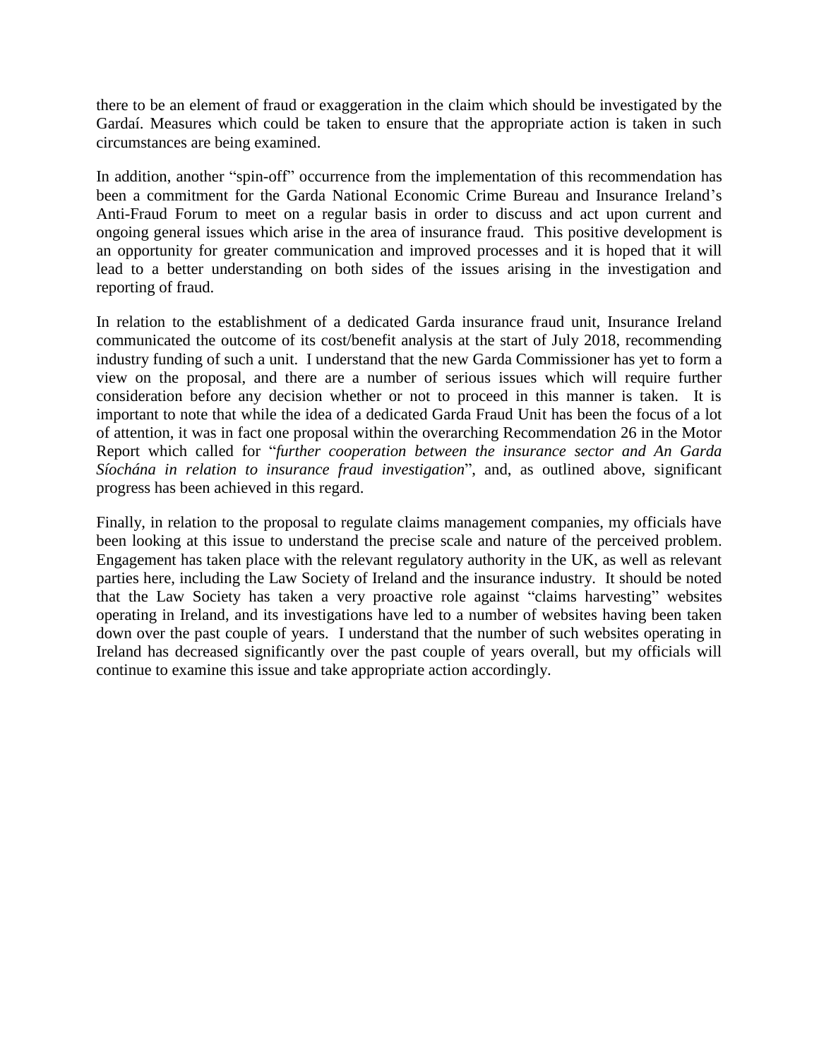there to be an element of fraud or exaggeration in the claim which should be investigated by the Gardaí. Measures which could be taken to ensure that the appropriate action is taken in such circumstances are being examined.

In addition, another "spin-off" occurrence from the implementation of this recommendation has been a commitment for the Garda National Economic Crime Bureau and Insurance Ireland's Anti-Fraud Forum to meet on a regular basis in order to discuss and act upon current and ongoing general issues which arise in the area of insurance fraud. This positive development is an opportunity for greater communication and improved processes and it is hoped that it will lead to a better understanding on both sides of the issues arising in the investigation and reporting of fraud.

In relation to the establishment of a dedicated Garda insurance fraud unit, Insurance Ireland communicated the outcome of its cost/benefit analysis at the start of July 2018, recommending industry funding of such a unit. I understand that the new Garda Commissioner has yet to form a view on the proposal, and there are a number of serious issues which will require further consideration before any decision whether or not to proceed in this manner is taken. It is important to note that while the idea of a dedicated Garda Fraud Unit has been the focus of a lot of attention, it was in fact one proposal within the overarching Recommendation 26 in the Motor Report which called for "*further cooperation between the insurance sector and An Garda Síochána in relation to insurance fraud investigation*", and, as outlined above, significant progress has been achieved in this regard.

Finally, in relation to the proposal to regulate claims management companies, my officials have been looking at this issue to understand the precise scale and nature of the perceived problem. Engagement has taken place with the relevant regulatory authority in the UK, as well as relevant parties here, including the Law Society of Ireland and the insurance industry. It should be noted that the Law Society has taken a very proactive role against "claims harvesting" websites operating in Ireland, and its investigations have led to a number of websites having been taken down over the past couple of years. I understand that the number of such websites operating in Ireland has decreased significantly over the past couple of years overall, but my officials will continue to examine this issue and take appropriate action accordingly.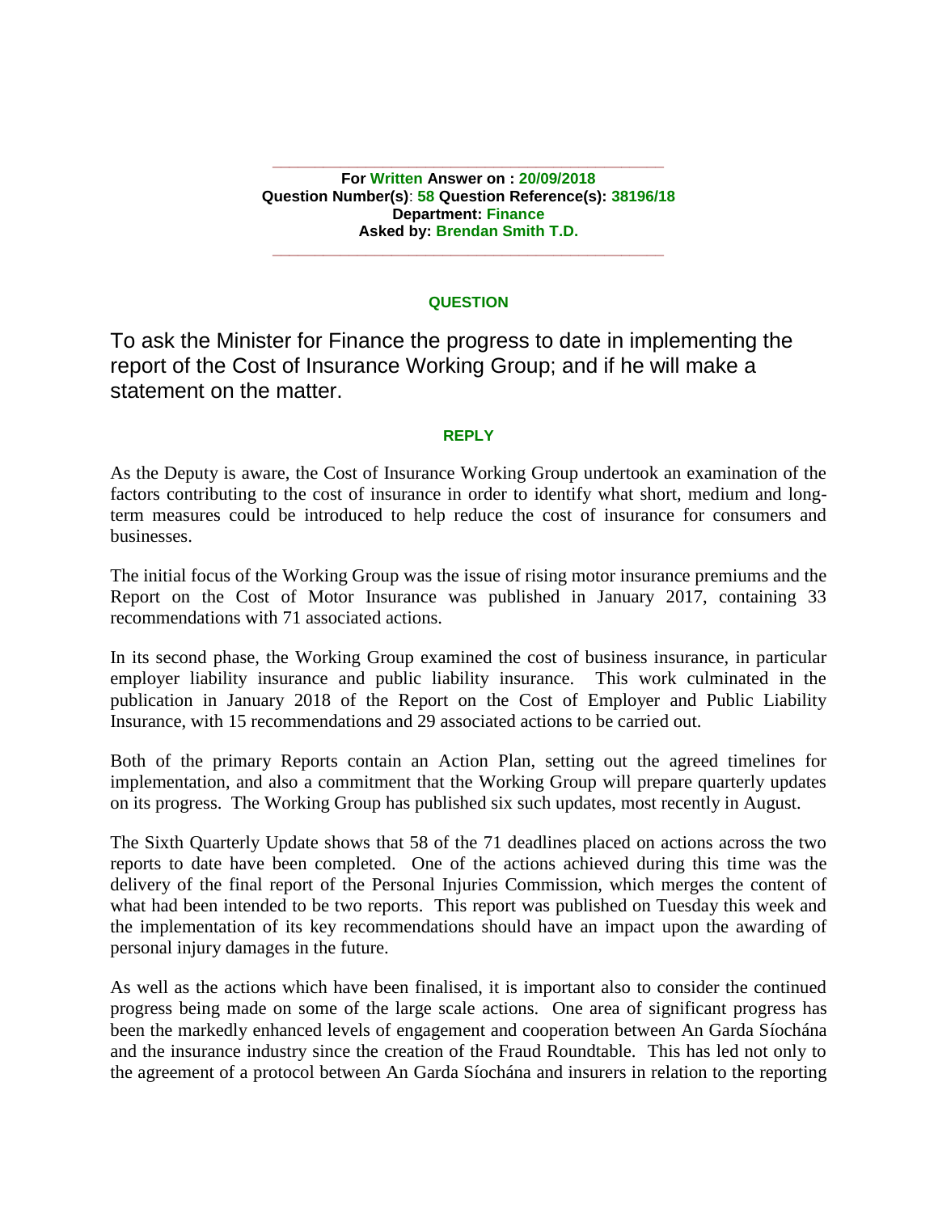**For Written Answer on : 20/09/2018**
**Question Number(s): 58 Question Reference(s): 38196/18**
**Department: Finance**
**Asked by: Brendan Smith T.D.**

---

**QUESTION**

To ask the Minister for Finance the progress to date in implementing the report of the Cost of Insurance Working Group; and if he will make a statement on the matter.

**REPLY**

As the Deputy is aware, the Cost of Insurance Working Group undertook an examination of the factors contributing to the cost of insurance in order to identify what short, medium and long-term measures could be introduced to help reduce the cost of insurance for consumers and businesses.

The initial focus of the Working Group was the issue of rising motor insurance premiums and the Report on the Cost of Motor Insurance was published in January 2017, containing 33 recommendations with 71 associated actions.

In its second phase, the Working Group examined the cost of business insurance, in particular employer liability insurance and public liability insurance. This work culminated in the publication in January 2018 of the Report on the Cost of Employer and Public Liability Insurance, with 15 recommendations and 29 associated actions to be carried out.

Both of the primary Reports contain an Action Plan, setting out the agreed timelines for implementation, and also a commitment that the Working Group will prepare quarterly updates on its progress. The Working Group has published six such updates, most recently in August.

The Sixth Quarterly Update shows that 58 of the 71 deadlines placed on actions across the two reports to date have been completed. One of the actions achieved during this time was the delivery of the final report of the Personal Injuries Commission, which merges the content of what had been intended to be two reports. This report was published on Tuesday this week and the implementation of its key recommendations should have an impact upon the awarding of personal injury damages in the future.

As well as the actions which have been finalised, it is important also to consider the continued progress being made on some of the large scale actions. One area of significant progress has been the markedly enhanced levels of engagement and cooperation between An Garda Síochána and the insurance industry since the creation of the Fraud Roundtable. This has led not only to the agreement of a protocol between An Garda Síochána and insurers in relation to the reporting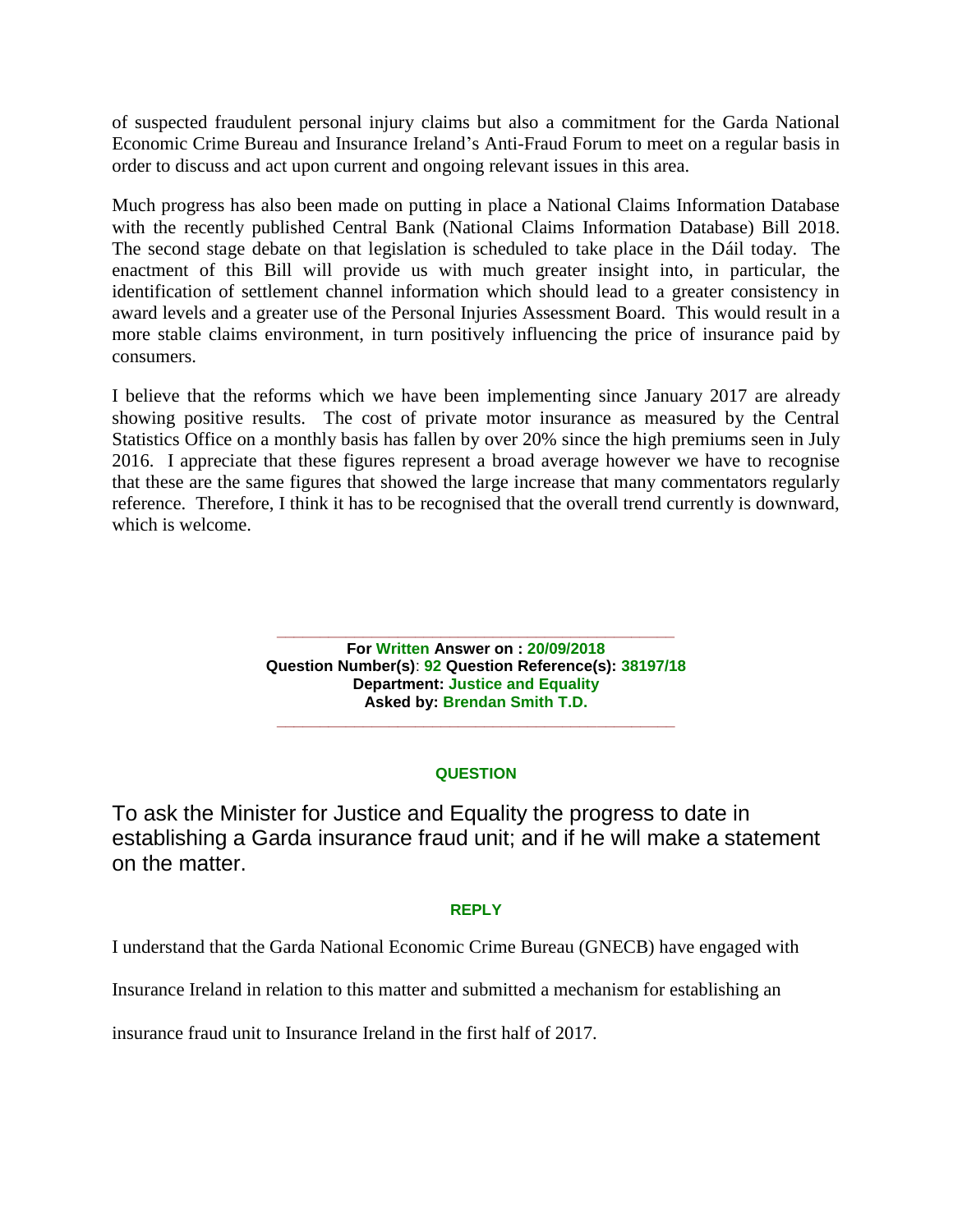of suspected fraudulent personal injury claims but also a commitment for the Garda National Economic Crime Bureau and Insurance Ireland's Anti-Fraud Forum to meet on a regular basis in order to discuss and act upon current and ongoing relevant issues in this area.

Much progress has also been made on putting in place a National Claims Information Database with the recently published Central Bank (National Claims Information Database) Bill 2018. The second stage debate on that legislation is scheduled to take place in the Dáil today. The enactment of this Bill will provide us with much greater insight into, in particular, the identification of settlement channel information which should lead to a greater consistency in award levels and a greater use of the Personal Injuries Assessment Board. This would result in a more stable claims environment, in turn positively influencing the price of insurance paid by consumers.

I believe that the reforms which we have been implementing since January 2017 are already showing positive results. The cost of private motor insurance as measured by the Central Statistics Office on a monthly basis has fallen by over 20% since the high premiums seen in July 2016. I appreciate that these figures represent a broad average however we have to recognise that these are the same figures that showed the large increase that many commentators regularly reference. Therefore, I think it has to be recognised that the overall trend currently is downward, which is welcome.

---

**For Written Answer on : 20/09/2018**
**Question Number(s): 92 Question Reference(s): 38197/18**
**Department: Justice and Equality**
**Asked by: Brendan Smith T.D.**

---

**QUESTION**

To ask the Minister for Justice and Equality the progress to date in establishing a Garda insurance fraud unit; and if he will make a statement on the matter.

**REPLY**

I understand that the Garda National Economic Crime Bureau (GNECB) have engaged with Insurance Ireland in relation to this matter and submitted a mechanism for establishing an insurance fraud unit to Insurance Ireland in the first half of 2017.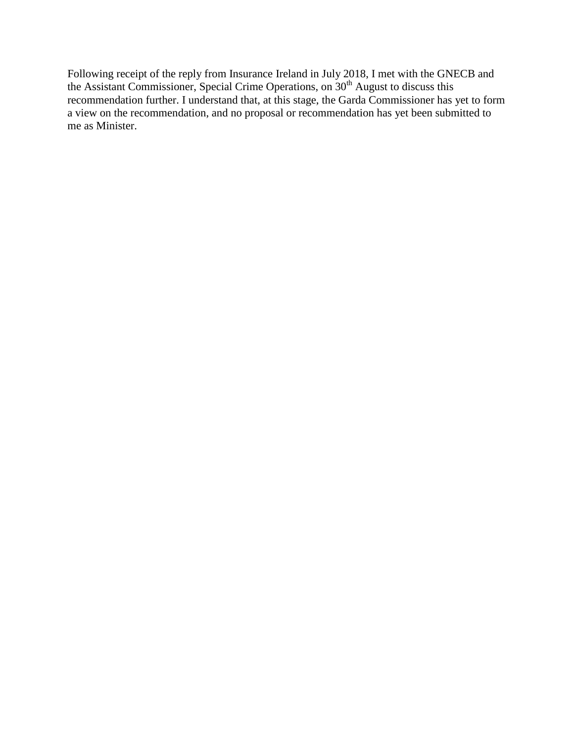Following receipt of the reply from Insurance Ireland in July 2018, I met with the GNECB and the Assistant Commissioner, Special Crime Operations, on 30th August to discuss this recommendation further. I understand that, at this stage, the Garda Commissioner has yet to form a view on the recommendation, and no proposal or recommendation has yet been submitted to me as Minister.